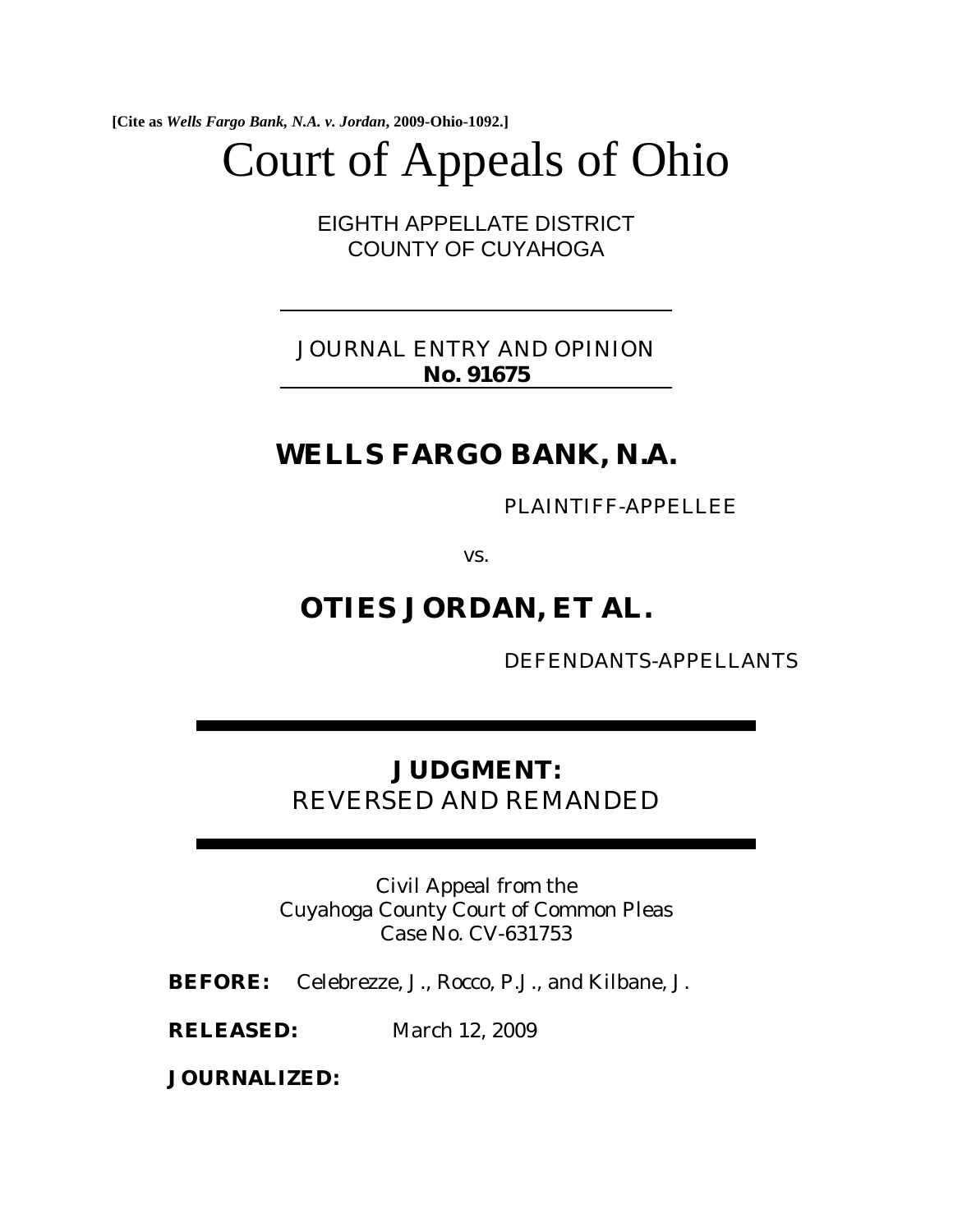**[Cite as *Wells Fargo Bank, N.A. v. Jordan*, 2009-Ohio-1092.]**

# Court of Appeals of Ohio

EIGHTH APPELLATE DISTRICT
COUNTY OF CUYAHOGA

---

JOURNAL ENTRY AND OPINION
**No. 91675**

---

## WELLS FARGO BANK, N.A.

PLAINTIFF-APPELLEE

vs.

## OTIES JORDAN, ET AL.

DEFENDANTS-APPELLANTS

---

**JUDGMENT:**
REVERSED AND REMANDED

---

Civil Appeal from the
Cuyahoga County Court of Common Pleas
Case No. CV-631753

**BEFORE:** Celebrezze, J., Rocco, P.J., and Kilbane, J.

**RELEASED:** March 12, 2009

**JOURNALIZED:**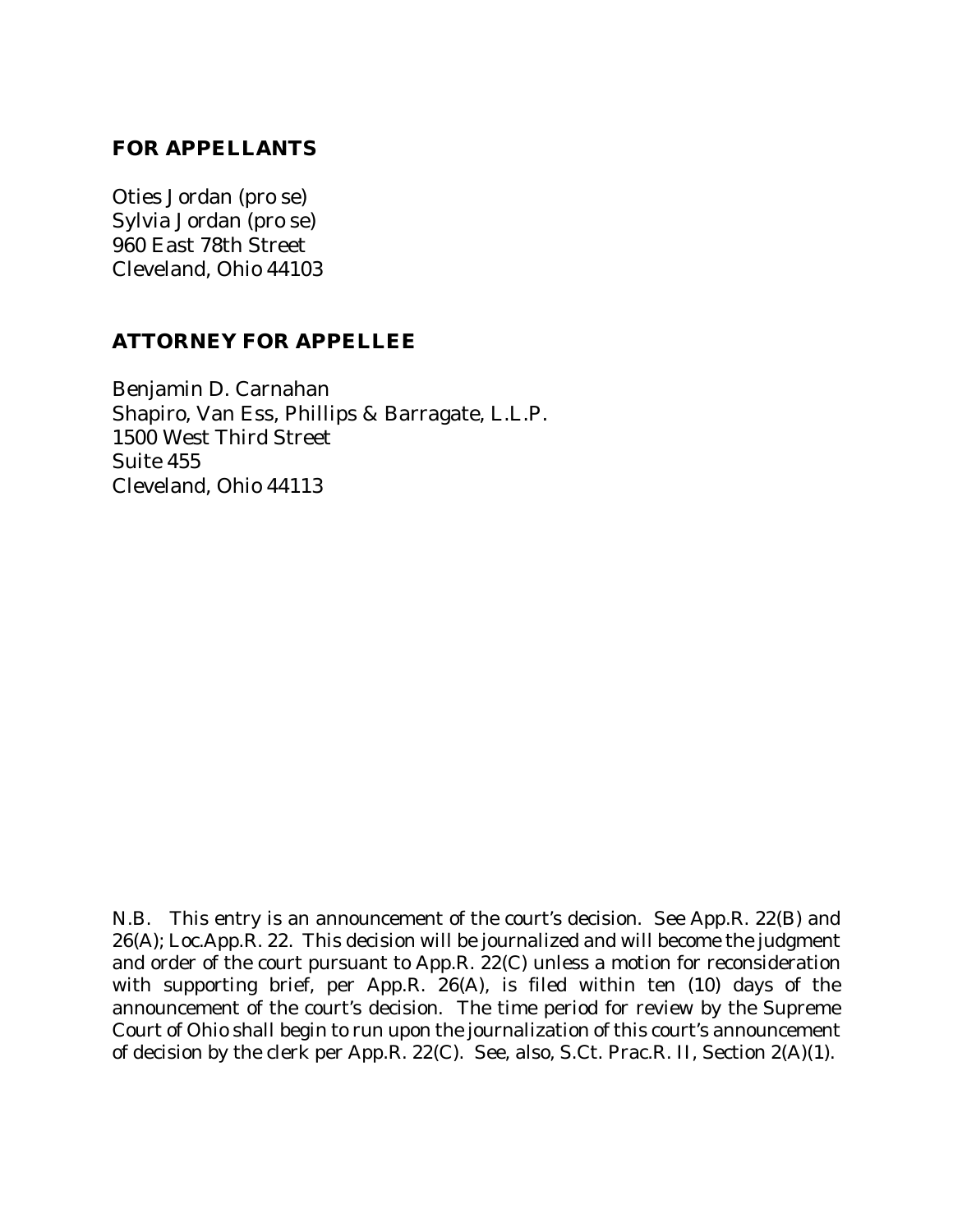**FOR APPELLANTS**

Oties Jordan (pro se)
Sylvia Jordan (pro se)
960 East 78th Street
Cleveland, Ohio 44103

**ATTORNEY FOR APPELLEE**

Benjamin D. Carnahan
Shapiro, Van Ess, Phillips & Barragate, L.L.P.
1500 West Third Street
Suite 455
Cleveland, Ohio 44113

N.B. This entry is an announcement of the court's decision. See App.R. 22(B) and 26(A); Loc.App.R. 22. This decision will be journalized and will become the judgment and order of the court pursuant to App.R. 22(C) unless a motion for reconsideration with supporting brief, per App.R. 26(A), is filed within ten (10) days of the announcement of the court's decision. The time period for review by the Supreme Court of Ohio shall begin to run upon the journalization of this court's announcement of decision by the clerk per App.R. 22(C). See, also, S.Ct. Prac.R. II, Section 2(A)(1).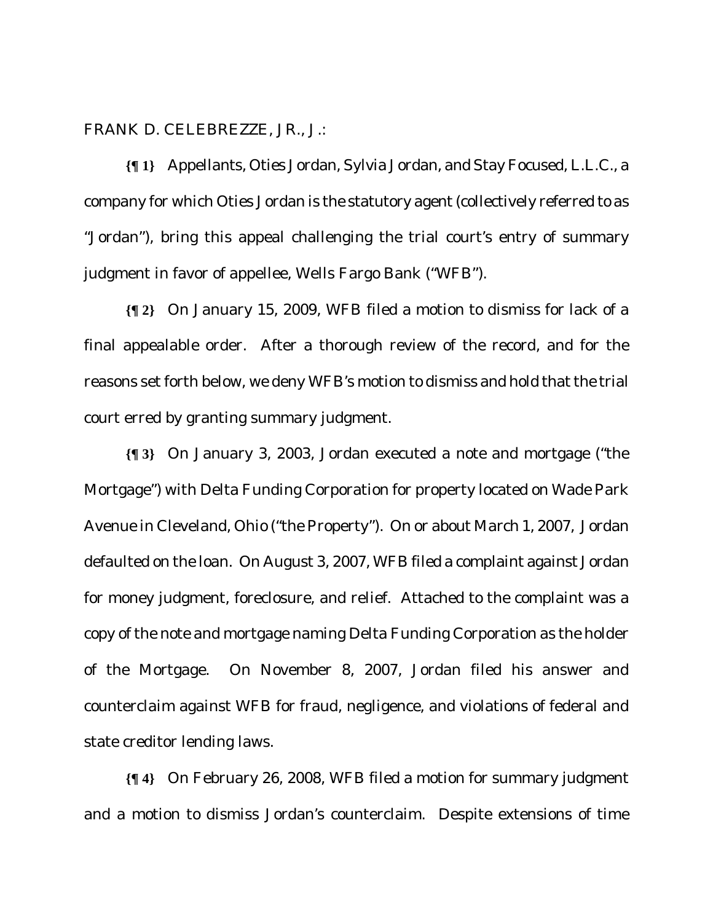FRANK D. CELEBREZZE, JR., J.:

**{¶ 1}** Appellants, Oties Jordan, Sylvia Jordan, and Stay Focused, L.L.C., a company for which Oties Jordan is the statutory agent (collectively referred to as "Jordan"), bring this appeal challenging the trial court's entry of summary judgment in favor of appellee, Wells Fargo Bank ("WFB").

**{¶ 2}** On January 15, 2009, WFB filed a motion to dismiss for lack of a final appealable order. After a thorough review of the record, and for the reasons set forth below, we deny WFB's motion to dismiss and hold that the trial court erred by granting summary judgment.

**{¶ 3}** On January 3, 2003, Jordan executed a note and mortgage ("the Mortgage") with Delta Funding Corporation for property located on Wade Park Avenue in Cleveland, Ohio ("the Property"). On or about March 1, 2007, Jordan defaulted on the loan. On August 3, 2007, WFB filed a complaint against Jordan for money judgment, foreclosure, and relief. Attached to the complaint was a copy of the note and mortgage naming Delta Funding Corporation as the holder of the Mortgage. On November 8, 2007, Jordan filed his answer and counterclaim against WFB for fraud, negligence, and violations of federal and state creditor lending laws.

**{¶ 4}** On February 26, 2008, WFB filed a motion for summary judgment and a motion to dismiss Jordan's counterclaim. Despite extensions of time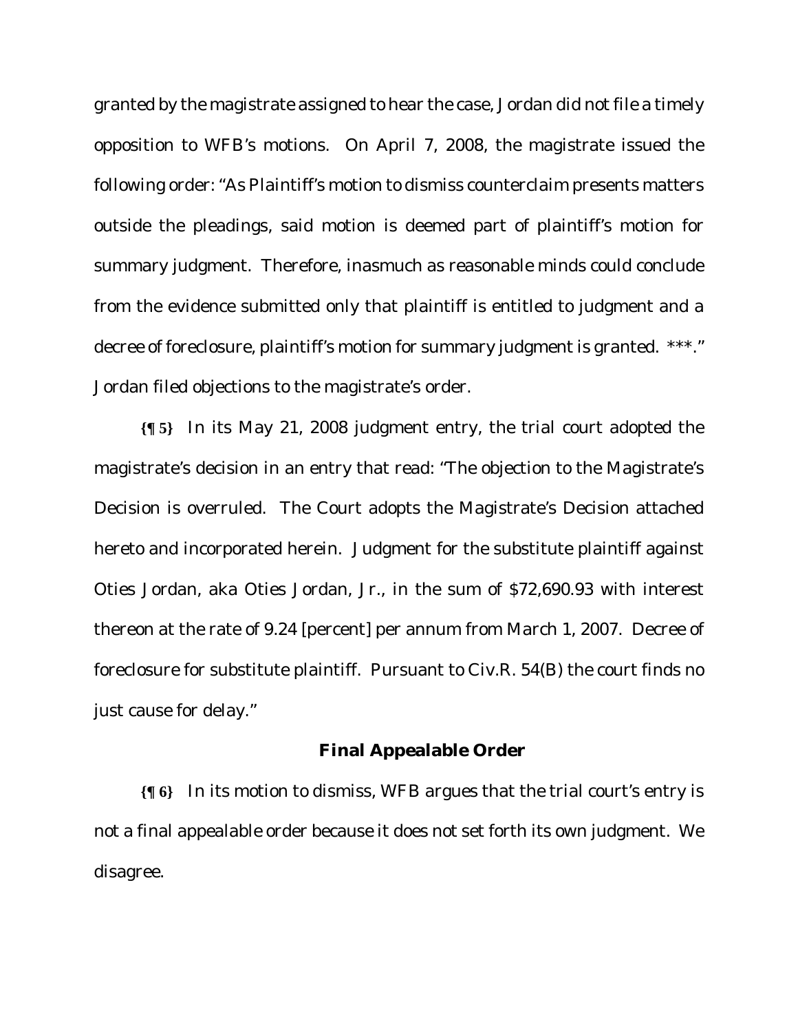granted by the magistrate assigned to hear the case, Jordan did not file a timely opposition to WFB's motions. On April 7, 2008, the magistrate issued the following order: "As Plaintiff's motion to dismiss counterclaim presents matters outside the pleadings, said motion is deemed part of plaintiff's motion for summary judgment. Therefore, inasmuch as reasonable minds could conclude from the evidence submitted only that plaintiff is entitled to judgment and a decree of foreclosure, plaintiff's motion for summary judgment is granted. \*\*\*." Jordan filed objections to the magistrate's order.

**{¶ 5}** In its May 21, 2008 judgment entry, the trial court adopted the magistrate's decision in an entry that read: "The objection to the Magistrate's Decision is overruled. The Court adopts the Magistrate's Decision attached hereto and incorporated herein. Judgment for the substitute plaintiff against Oties Jordan, aka Oties Jordan, Jr., in the sum of $72,690.93 with interest thereon at the rate of 9.24 [percent] per annum from March 1, 2007. Decree of foreclosure for substitute plaintiff. Pursuant to Civ.R. 54(B) the court finds no just cause for delay."

**Final Appealable Order**

**{¶ 6}** In its motion to dismiss, WFB argues that the trial court's entry is not a final appealable order because it does not set forth its own judgment. We disagree.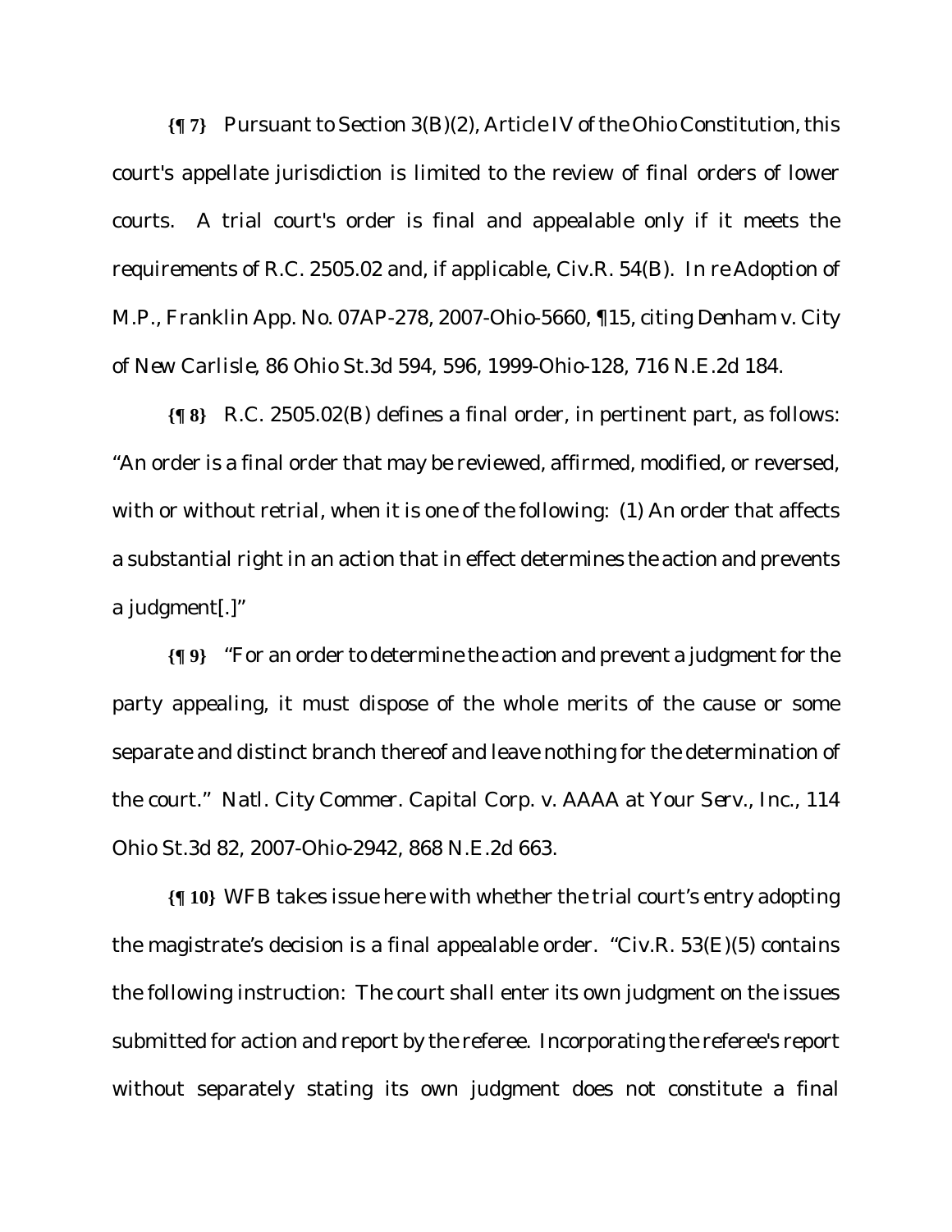**{¶ 7}** Pursuant to Section 3(B)(2), Article IV of the Ohio Constitution, this court's appellate jurisdiction is limited to the review of final orders of lower courts. A trial court's order is final and appealable only if it meets the requirements of R.C. 2505.02 and, if applicable, Civ.R. 54(B). *In re Adoption of M.P.*, Franklin App. No. 07AP-278, 2007-Ohio-5660, ¶15, citing *Denham v. City of New Carlisle*, 86 Ohio St.3d 594, 596, 1999-Ohio-128, 716 N.E.2d 184.

**{¶ 8}** R.C. 2505.02(B) defines a final order, in pertinent part, as follows: "An order is a final order that may be reviewed, affirmed, modified, or reversed, with or without retrial, when it is one of the following: (1) An order that affects a substantial right in an action that in effect determines the action and prevents a judgment[.]"

**{¶ 9}** "For an order to determine the action and prevent a judgment for the party appealing, it must dispose of the whole merits of the cause or some separate and distinct branch thereof and leave nothing for the determination of the court." *Natl. City Commer. Capital Corp. v. AAAA at Your Serv., Inc.*, 114 Ohio St.3d 82, 2007-Ohio-2942, 868 N.E.2d 663.

**{¶ 10}** WFB takes issue here with whether the trial court's entry adopting the magistrate's decision is a final appealable order. "Civ.R. 53(E)(5) contains the following instruction: The court shall enter its own judgment on the issues submitted for action and report by the referee. Incorporating the referee's report without separately stating its own judgment does not constitute a final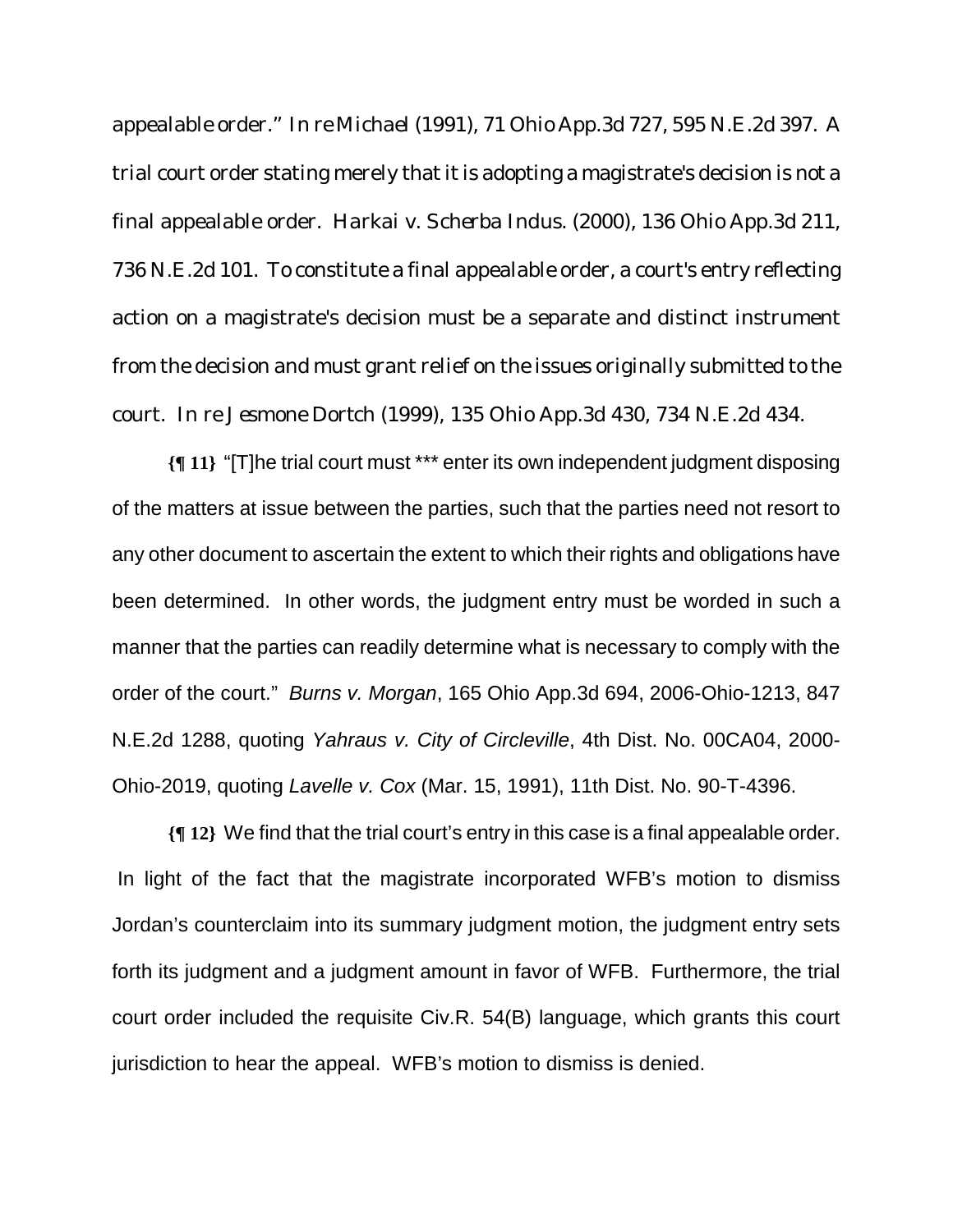appealable order." In re Michael (1991), 71 Ohio App.3d 727, 595 N.E.2d 397. A trial court order stating merely that it is adopting a magistrate's decision is not a final appealable order. Harkai v. Scherba Indus. (2000), 136 Ohio App.3d 211, 736 N.E.2d 101. To constitute a final appealable order, a court's entry reflecting action on a magistrate's decision must be a separate and distinct instrument from the decision and must grant relief on the issues originally submitted to the court. In re Jesmone Dortch (1999), 135 Ohio App.3d 430, 734 N.E.2d 434.

**{¶ 11}** "[T]he trial court must *** enter its own independent judgment disposing of the matters at issue between the parties, such that the parties need not resort to any other document to ascertain the extent to which their rights and obligations have been determined. In other words, the judgment entry must be worded in such a manner that the parties can readily determine what is necessary to comply with the order of the court." *Burns v. Morgan*, 165 Ohio App.3d 694, 2006-Ohio-1213, 847 N.E.2d 1288, quoting *Yahraus v. City of Circleville*, 4th Dist. No. 00CA04, 2000-Ohio-2019, quoting *Lavelle v. Cox* (Mar. 15, 1991), 11th Dist. No. 90-T-4396.

**{¶ 12}** We find that the trial court's entry in this case is a final appealable order. In light of the fact that the magistrate incorporated WFB's motion to dismiss Jordan's counterclaim into its summary judgment motion, the judgment entry sets forth its judgment and a judgment amount in favor of WFB. Furthermore, the trial court order included the requisite Civ.R. 54(B) language, which grants this court jurisdiction to hear the appeal. WFB's motion to dismiss is denied.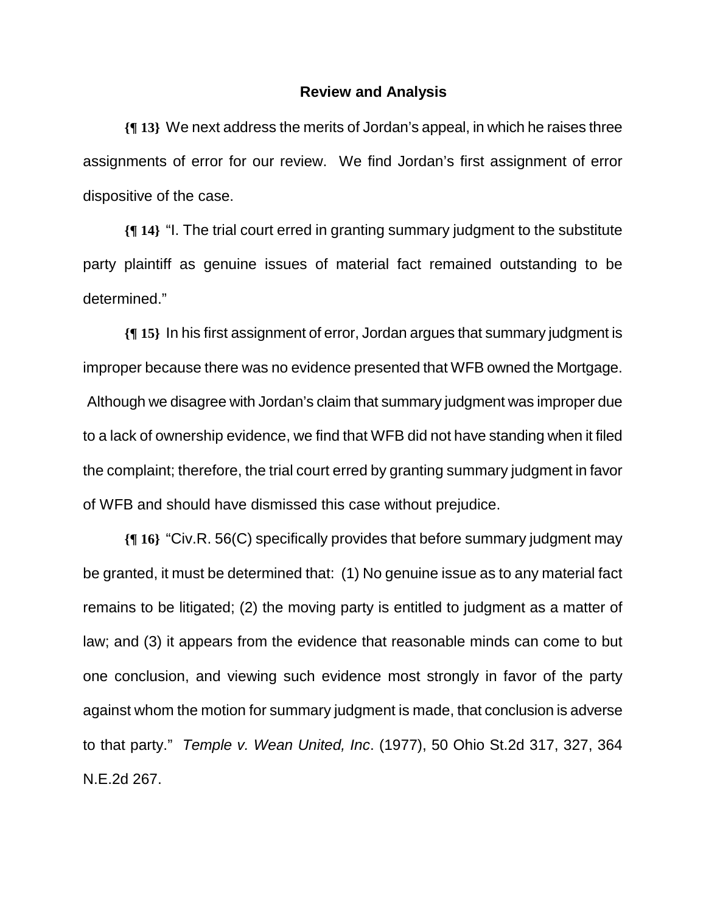## Review and Analysis

**{¶ 13}** We next address the merits of Jordan's appeal, in which he raises three assignments of error for our review. We find Jordan's first assignment of error dispositive of the case.

**{¶ 14}** "I. The trial court erred in granting summary judgment to the substitute party plaintiff as genuine issues of material fact remained outstanding to be determined."

**{¶ 15}** In his first assignment of error, Jordan argues that summary judgment is improper because there was no evidence presented that WFB owned the Mortgage. Although we disagree with Jordan's claim that summary judgment was improper due to a lack of ownership evidence, we find that WFB did not have standing when it filed the complaint; therefore, the trial court erred by granting summary judgment in favor of WFB and should have dismissed this case without prejudice.

**{¶ 16}** "Civ.R. 56(C) specifically provides that before summary judgment may be granted, it must be determined that: (1) No genuine issue as to any material fact remains to be litigated; (2) the moving party is entitled to judgment as a matter of law; and (3) it appears from the evidence that reasonable minds can come to but one conclusion, and viewing such evidence most strongly in favor of the party against whom the motion for summary judgment is made, that conclusion is adverse to that party." *Temple v. Wean United, Inc*. (1977), 50 Ohio St.2d 317, 327, 364 N.E.2d 267.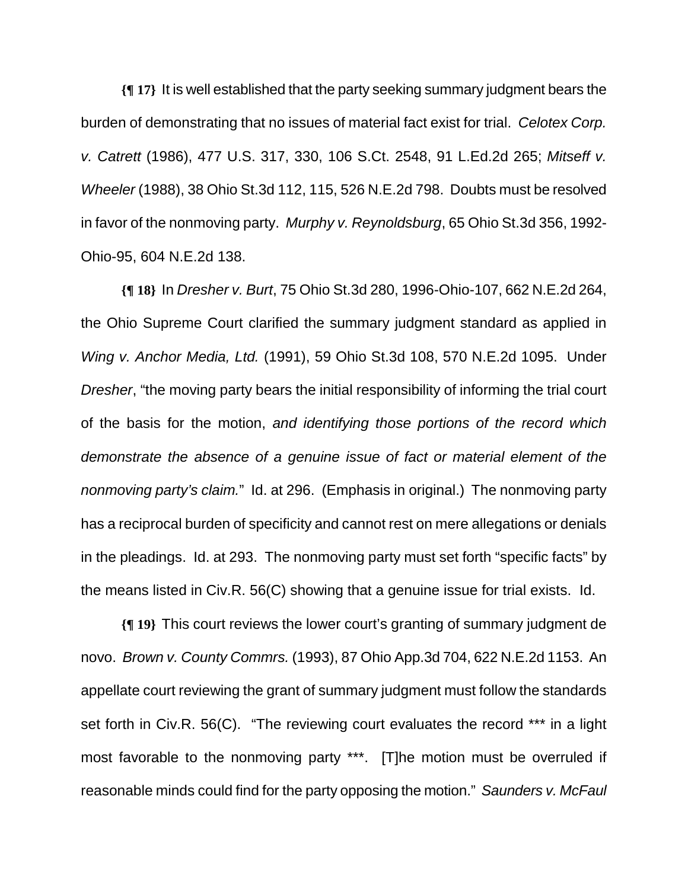**{¶ 17}** It is well established that the party seeking summary judgment bears the burden of demonstrating that no issues of material fact exist for trial. *Celotex Corp. v. Catrett* (1986), 477 U.S. 317, 330, 106 S.Ct. 2548, 91 L.Ed.2d 265; *Mitseff v. Wheeler* (1988), 38 Ohio St.3d 112, 115, 526 N.E.2d 798. Doubts must be resolved in favor of the nonmoving party. *Murphy v. Reynoldsburg*, 65 Ohio St.3d 356, 1992-Ohio-95, 604 N.E.2d 138.

**{¶ 18}** In *Dresher v. Burt*, 75 Ohio St.3d 280, 1996-Ohio-107, 662 N.E.2d 264, the Ohio Supreme Court clarified the summary judgment standard as applied in *Wing v. Anchor Media, Ltd.* (1991), 59 Ohio St.3d 108, 570 N.E.2d 1095. Under *Dresher*, "the moving party bears the initial responsibility of informing the trial court of the basis for the motion, *and identifying those portions of the record which demonstrate the absence of a genuine issue of fact or material element of the nonmoving party's claim.*" Id. at 296. (Emphasis in original.) The nonmoving party has a reciprocal burden of specificity and cannot rest on mere allegations or denials in the pleadings. Id. at 293. The nonmoving party must set forth "specific facts" by the means listed in Civ.R. 56(C) showing that a genuine issue for trial exists. Id.

**{¶ 19}** This court reviews the lower court's granting of summary judgment de novo. *Brown v. County Commrs.* (1993), 87 Ohio App.3d 704, 622 N.E.2d 1153. An appellate court reviewing the grant of summary judgment must follow the standards set forth in Civ.R. 56(C). "The reviewing court evaluates the record *** in a light most favorable to the nonmoving party ***. [T]he motion must be overruled if reasonable minds could find for the party opposing the motion." *Saunders v. McFaul*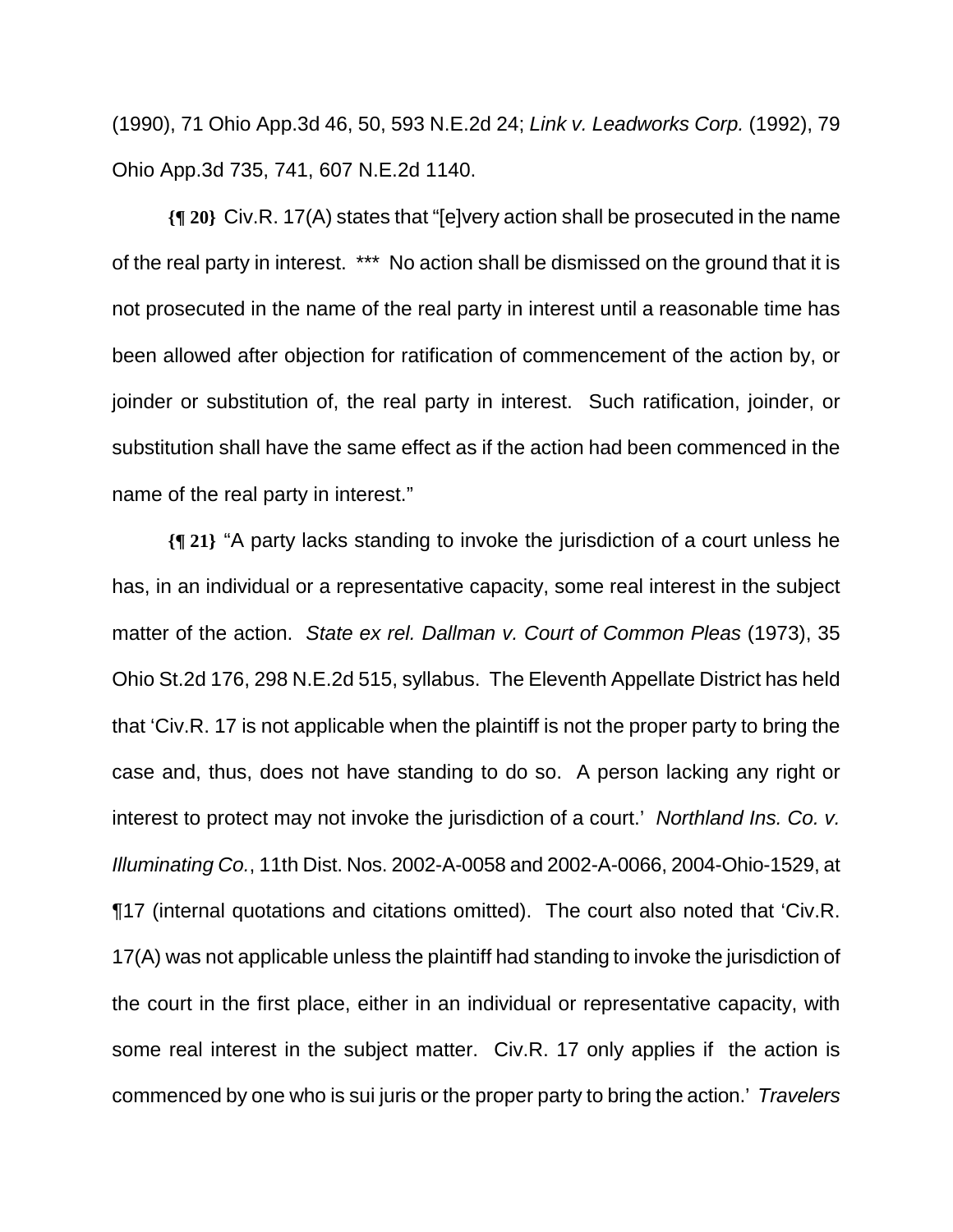(1990), 71 Ohio App.3d 46, 50, 593 N.E.2d 24; *Link v. Leadworks Corp.* (1992), 79 Ohio App.3d 735, 741, 607 N.E.2d 1140.

**{¶ 20}** Civ.R. 17(A) states that "[e]very action shall be prosecuted in the name of the real party in interest. *** No action shall be dismissed on the ground that it is not prosecuted in the name of the real party in interest until a reasonable time has been allowed after objection for ratification of commencement of the action by, or joinder or substitution of, the real party in interest. Such ratification, joinder, or substitution shall have the same effect as if the action had been commenced in the name of the real party in interest."

**{¶ 21}** "A party lacks standing to invoke the jurisdiction of a court unless he has, in an individual or a representative capacity, some real interest in the subject matter of the action. *State ex rel. Dallman v. Court of Common Pleas* (1973), 35 Ohio St.2d 176, 298 N.E.2d 515, syllabus. The Eleventh Appellate District has held that 'Civ.R. 17 is not applicable when the plaintiff is not the proper party to bring the case and, thus, does not have standing to do so. A person lacking any right or interest to protect may not invoke the jurisdiction of a court.' *Northland Ins. Co. v. Illuminating Co.*, 11th Dist. Nos. 2002-A-0058 and 2002-A-0066, 2004-Ohio-1529, at ¶17 (internal quotations and citations omitted). The court also noted that 'Civ.R. 17(A) was not applicable unless the plaintiff had standing to invoke the jurisdiction of the court in the first place, either in an individual or representative capacity, with some real interest in the subject matter. Civ.R. 17 only applies if the action is commenced by one who is sui juris or the proper party to bring the action.' *Travelers*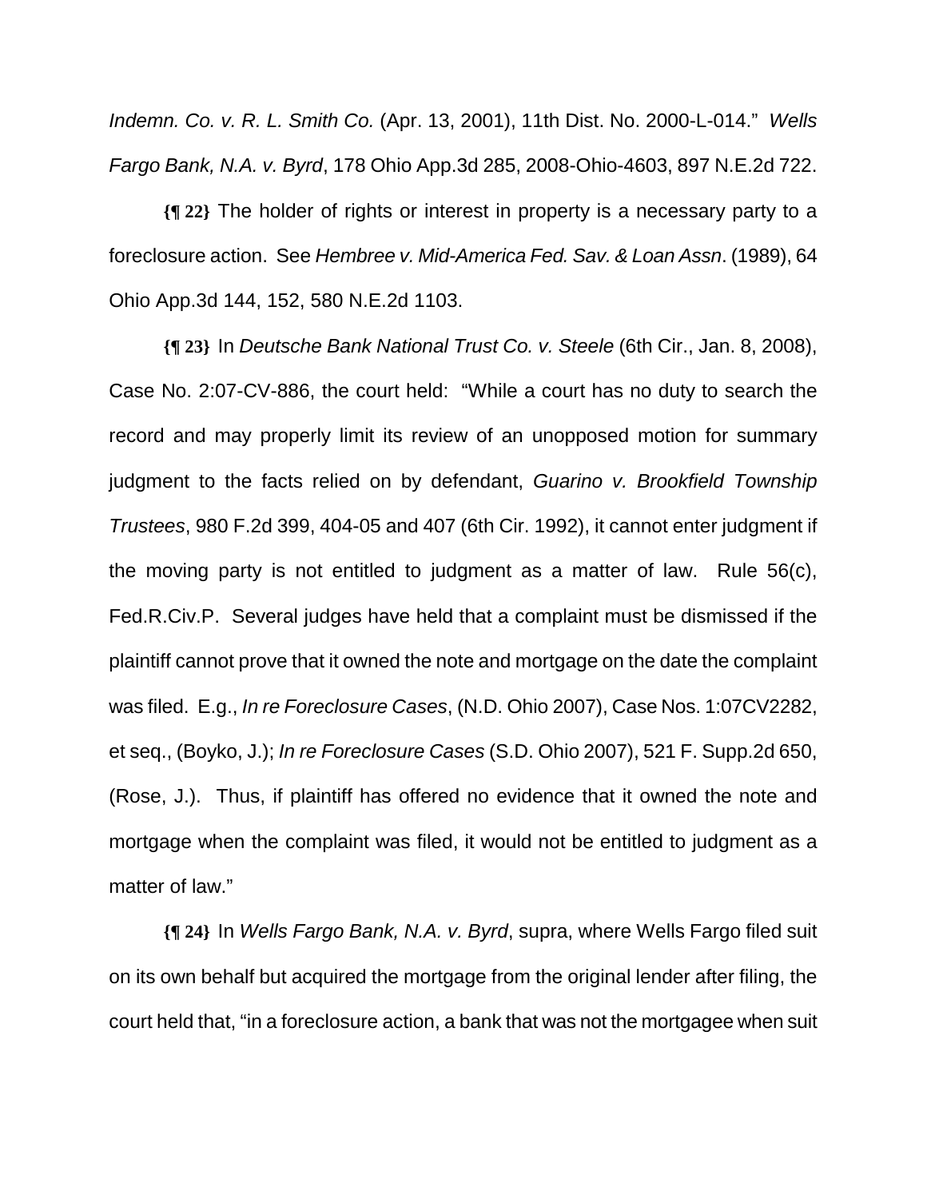*Indemn. Co. v. R. L. Smith Co.* (Apr. 13, 2001), 11th Dist. No. 2000-L-014." *Wells Fargo Bank, N.A. v. Byrd*, 178 Ohio App.3d 285, 2008-Ohio-4603, 897 N.E.2d 722.

**{¶ 22}** The holder of rights or interest in property is a necessary party to a foreclosure action. See *Hembree v. Mid-America Fed. Sav. & Loan Assn*. (1989), 64 Ohio App.3d 144, 152, 580 N.E.2d 1103.

**{¶ 23}** In *Deutsche Bank National Trust Co. v. Steele* (6th Cir., Jan. 8, 2008), Case No. 2:07-CV-886, the court held: "While a court has no duty to search the record and may properly limit its review of an unopposed motion for summary judgment to the facts relied on by defendant, *Guarino v. Brookfield Township Trustees*, 980 F.2d 399, 404-05 and 407 (6th Cir. 1992), it cannot enter judgment if the moving party is not entitled to judgment as a matter of law. Rule 56(c), Fed.R.Civ.P. Several judges have held that a complaint must be dismissed if the plaintiff cannot prove that it owned the note and mortgage on the date the complaint was filed. E.g., *In re Foreclosure Cases*, (N.D. Ohio 2007), Case Nos. 1:07CV2282, et seq., (Boyko, J.); *In re Foreclosure Cases* (S.D. Ohio 2007), 521 F. Supp.2d 650, (Rose, J.). Thus, if plaintiff has offered no evidence that it owned the note and mortgage when the complaint was filed, it would not be entitled to judgment as a matter of law."

**{¶ 24}** In *Wells Fargo Bank, N.A. v. Byrd*, supra, where Wells Fargo filed suit on its own behalf but acquired the mortgage from the original lender after filing, the court held that, "in a foreclosure action, a bank that was not the mortgagee when suit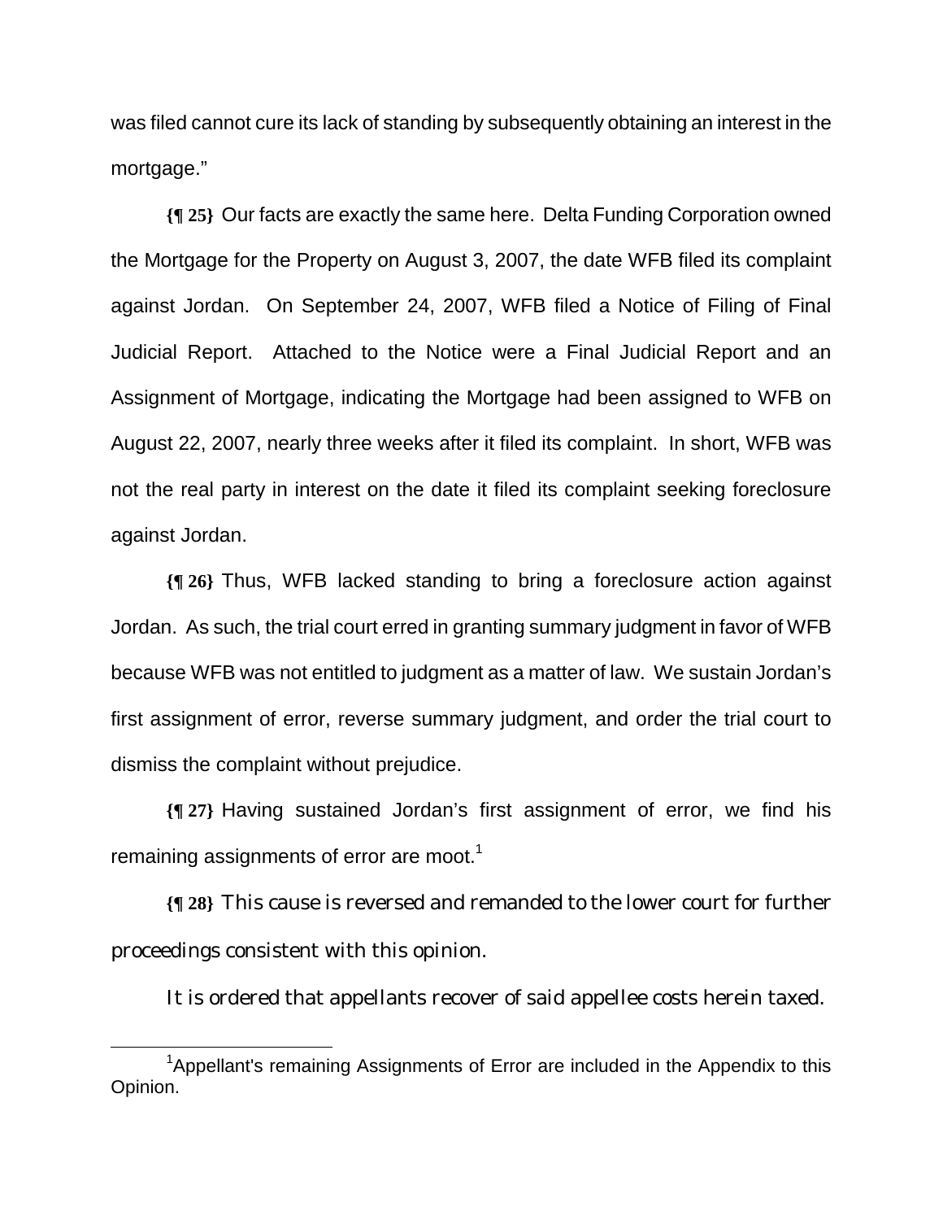was filed cannot cure its lack of standing by subsequently obtaining an interest in the mortgage."

**{¶ 25}** Our facts are exactly the same here. Delta Funding Corporation owned the Mortgage for the Property on August 3, 2007, the date WFB filed its complaint against Jordan. On September 24, 2007, WFB filed a Notice of Filing of Final Judicial Report. Attached to the Notice were a Final Judicial Report and an Assignment of Mortgage, indicating the Mortgage had been assigned to WFB on August 22, 2007, nearly three weeks after it filed its complaint. In short, WFB was not the real party in interest on the date it filed its complaint seeking foreclosure against Jordan.

**{¶ 26}** Thus, WFB lacked standing to bring a foreclosure action against Jordan. As such, the trial court erred in granting summary judgment in favor of WFB because WFB was not entitled to judgment as a matter of law. We sustain Jordan's first assignment of error, reverse summary judgment, and order the trial court to dismiss the complaint without prejudice.

**{¶ 27}** Having sustained Jordan's first assignment of error, we find his remaining assignments of error are moot.[1]

**{¶ 28}** This cause is reversed and remanded to the lower court for further proceedings consistent with this opinion.

It is ordered that appellants recover of said appellee costs herein taxed.

---

[1] Appellant's remaining Assignments of Error are included in the Appendix to this Opinion.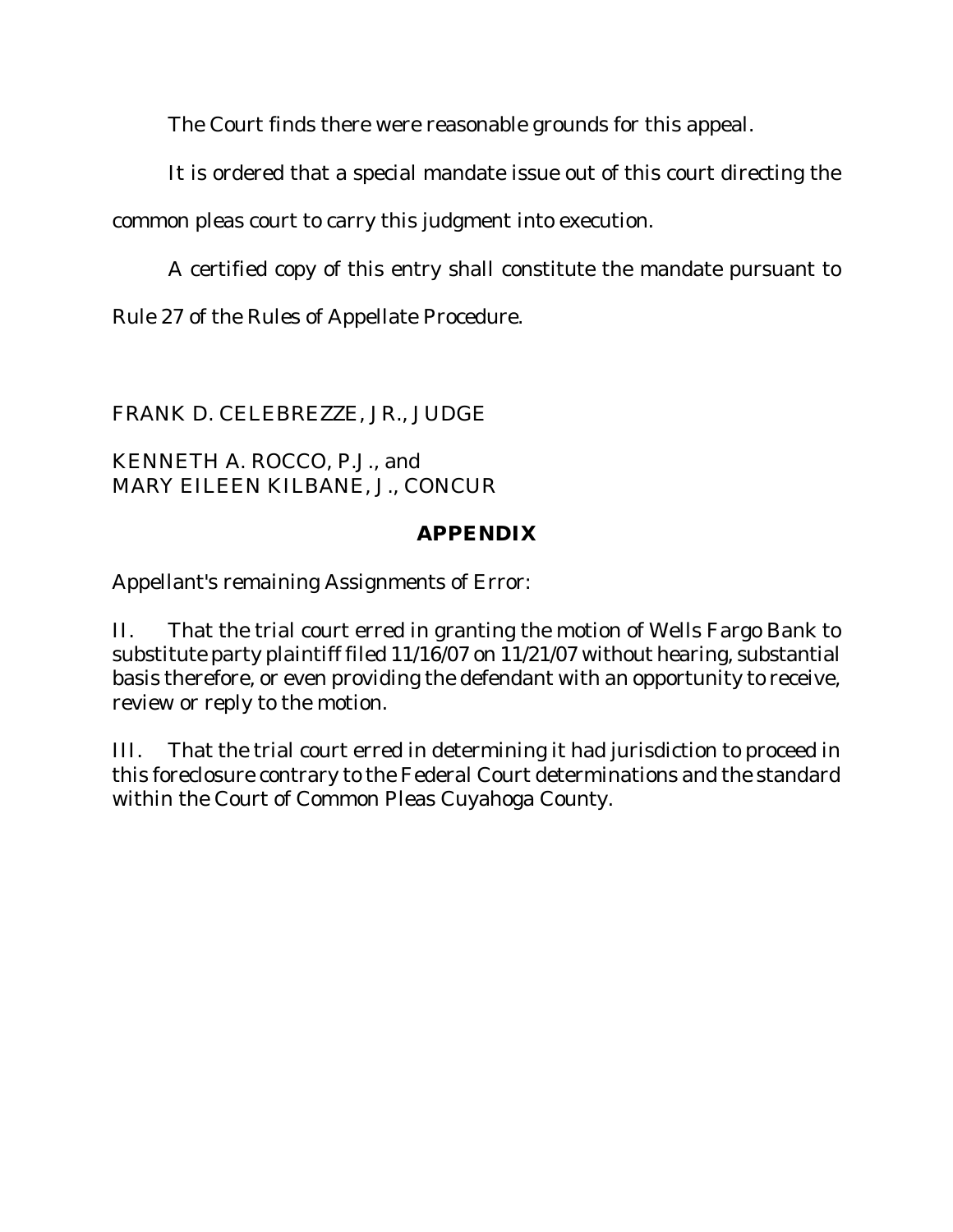The Court finds there were reasonable grounds for this appeal.

It is ordered that a special mandate issue out of this court directing the common pleas court to carry this judgment into execution.

A certified copy of this entry shall constitute the mandate pursuant to Rule 27 of the Rules of Appellate Procedure.

FRANK D. CELEBREZZE, JR., JUDGE

KENNETH A. ROCCO, P.J., and
MARY EILEEN KILBANE, J., CONCUR

## APPENDIX

Appellant's remaining Assignments of Error:

II. That the trial court erred in granting the motion of Wells Fargo Bank to substitute party plaintiff filed 11/16/07 on 11/21/07 without hearing, substantial basis therefore, or even providing the defendant with an opportunity to receive, review or reply to the motion.

III. That the trial court erred in determining it had jurisdiction to proceed in this foreclosure contrary to the Federal Court determinations and the standard within the Court of Common Pleas Cuyahoga County.